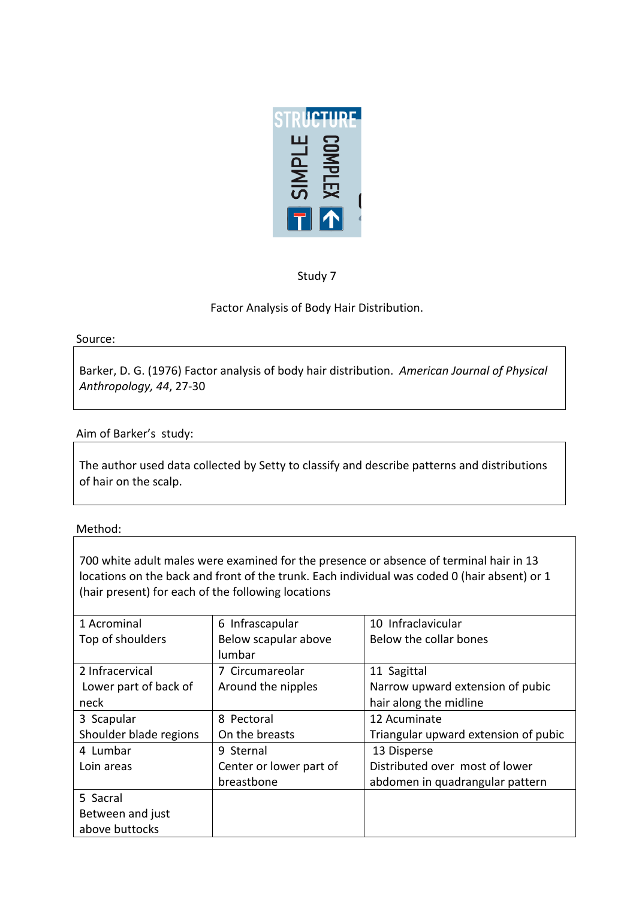Study 7

Factor Analysis of Body Hair Distribution.

Source:

Barker, D. G. (1976) Factor analysis of body hair distribution. *American Journal of Physical Anthropology, 44*, 27-30

Aim of Barker's study:

The author used data collected by Setty to classify and describe patterns and distributions of hair on the scalp.

Method:

700 white adult males were examined for the presence or absence of terminal hair in 13 locations on the back and front of the trunk. Each individual was coded 0 (hair absent) or 1 (hair present) for each of the following locations

| | | |
|---|---|---|
| 1 Acrominal<br>Top of shoulders | 6 Infrascapular<br>Below scapular above lumbar | 10 Infraclavicular<br>Below the collar bones |
| 2 Infracervical<br>Lower part of back of neck | 7 Circumareolar<br>Around the nipples | 11 Sagittal<br>Narrow upward extension of pubic hair along the midline |
| 3 Scapular<br>Shoulder blade regions | 8 Pectoral<br>On the breasts | 12 Acuminate<br>Triangular upward extension of pubic |
| 4 Lumbar<br>Loin areas | 9 Sternal<br>Center or lower part of breastbone | 13 Disperse<br>Distributed over most of lower abdomen in quadrangular pattern |
| 5 Sacral<br>Between and just above buttocks | | |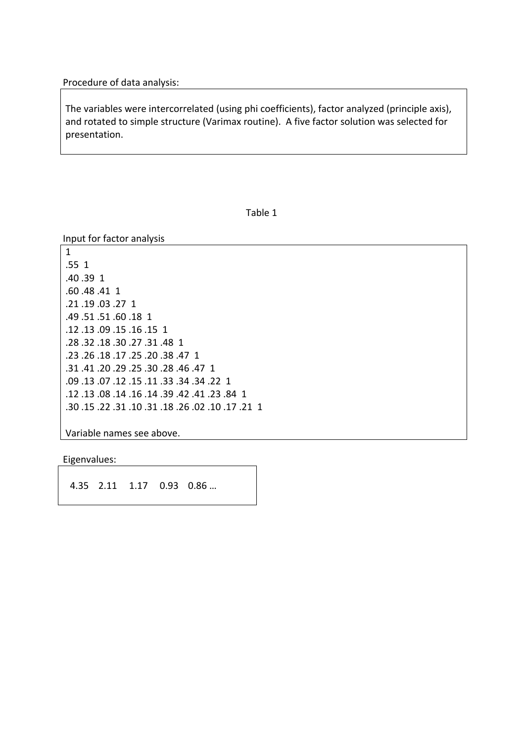Procedure of data analysis:

The variables were intercorrelated (using phi coefficients), factor analyzed (principle axis), and rotated to simple structure (Varimax routine). A five factor solution was selected for presentation.

Table 1

Input for factor analysis

```
1
.55  1
.40 .39  1
.60 .48 .41  1
.21 .19 .03 .27  1
.49 .51 .51 .60 .18  1
.12 .13 .09 .15 .16 .15  1
.28 .32 .18 .30 .27 .31 .48  1
.23 .26 .18 .17 .25 .20 .38 .47  1
.31 .41 .20 .29 .25 .30 .28 .46 .47  1
.09 .13 .07 .12 .15 .11 .33 .34 .34 .22  1
.12 .13 .08 .14 .16 .14 .39 .42 .41 .23 .84  1
.30 .15 .22 .31 .10 .31 .18 .26 .02 .10 .17 .21  1
```

Variable names see above.

Eigenvalues:

4.35 2.11 1.17 0.93 0.86 …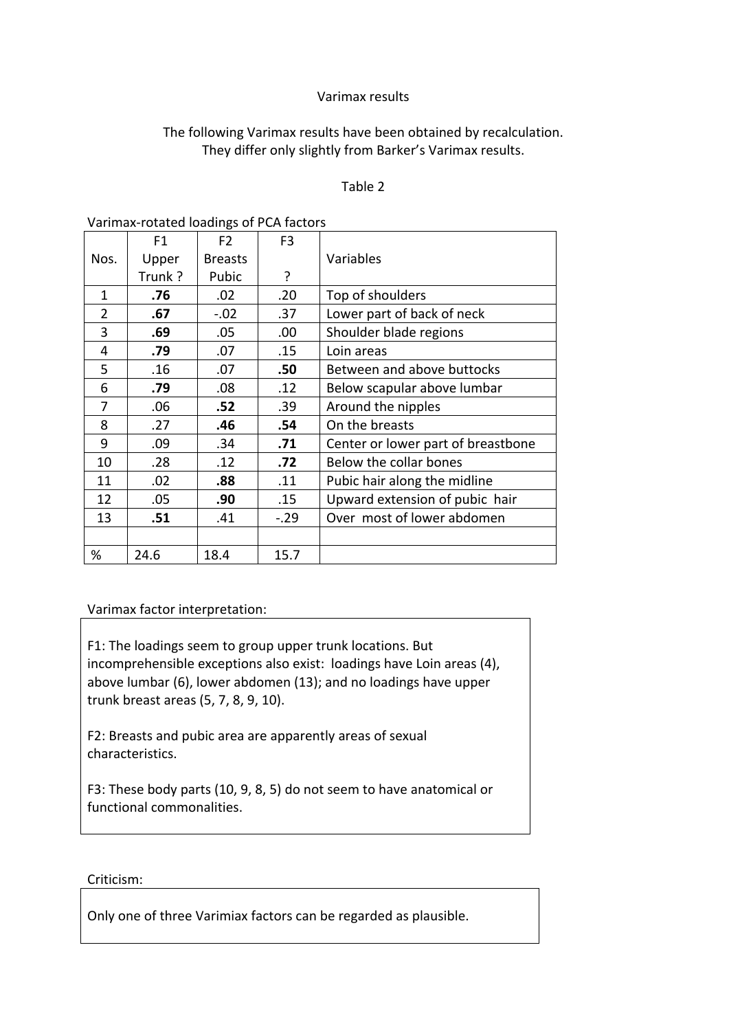Varimax results

The following Varimax results have been obtained by recalculation.
They differ only slightly from Barker's Varimax results.

Table 2

Varimax-rotated loadings of PCA factors

| Nos. | F1 Upper Trunk ? | F2 Breasts Pubic | F3 ? | Variables |
|---|---|---|---|---|
| 1 | **.76** | .02 | .20 | Top of shoulders |
| 2 | **.67** | -.02 | .37 | Lower part of back of neck |
| 3 | **.69** | .05 | .00 | Shoulder blade regions |
| 4 | **.79** | .07 | .15 | Loin areas |
| 5 | .16 | .07 | **.50** | Between and above buttocks |
| 6 | **.79** | .08 | .12 | Below scapular above lumbar |
| 7 | .06 | **.52** | .39 | Around the nipples |
| 8 | .27 | **.46** | **.54** | On the breasts |
| 9 | .09 | .34 | **.71** | Center or lower part of breastbone |
| 10 | .28 | .12 | **.72** | Below the collar bones |
| 11 | .02 | **.88** | .11 | Pubic hair along the midline |
| 12 | .05 | **.90** | .15 | Upward extension of pubic hair |
| 13 | **.51** | .41 | -.29 | Over most of lower abdomen |
| | | | | |
| % | 24.6 | 18.4 | 15.7 | |

Varimax factor interpretation:

F1: The loadings seem to group upper trunk locations. But incomprehensible exceptions also exist: loadings have Loin areas (4), above lumbar (6), lower abdomen (13); and no loadings have upper trunk breast areas (5, 7, 8, 9, 10).

F2: Breasts and pubic area are apparently areas of sexual characteristics.

F3: These body parts (10, 9, 8, 5) do not seem to have anatomical or functional commonalities.

Criticism:

Only one of three Varimiax factors can be regarded as plausible.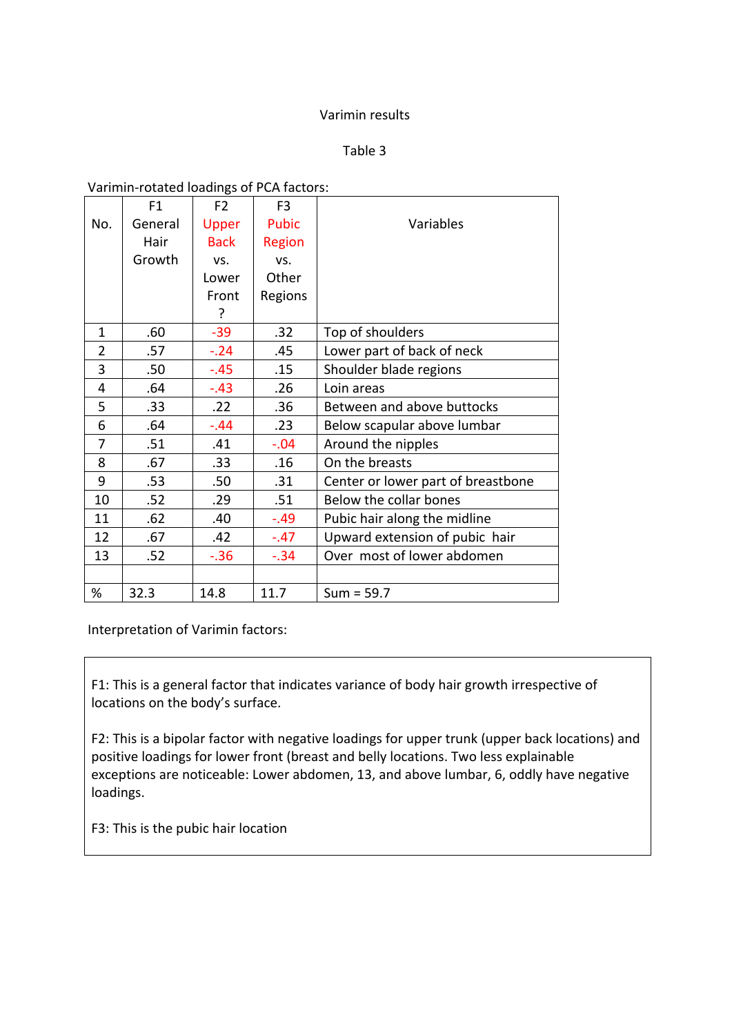Varimin results

Table 3

Varimin-rotated loadings of PCA factors:

| No. | F1 General Hair Growth | F2 Upper Back vs. Lower Front ? | F3 Pubic Region vs. Other Regions | Variables |
|---|---|---|---|---|
| 1 | .60 | -39 | .32 | Top of shoulders |
| 2 | .57 | -.24 | .45 | Lower part of back of neck |
| 3 | .50 | -.45 | .15 | Shoulder blade regions |
| 4 | .64 | -.43 | .26 | Loin areas |
| 5 | .33 | .22 | .36 | Between and above buttocks |
| 6 | .64 | -.44 | .23 | Below scapular above lumbar |
| 7 | .51 | .41 | -.04 | Around the nipples |
| 8 | .67 | .33 | .16 | On the breasts |
| 9 | .53 | .50 | .31 | Center or lower part of breastbone |
| 10 | .52 | .29 | .51 | Below the collar bones |
| 11 | .62 | .40 | -.49 | Pubic hair along the midline |
| 12 | .67 | .42 | -.47 | Upward extension of pubic hair |
| 13 | .52 | -.36 | -.34 | Over most of lower abdomen |
| | | | | |
| % | 32.3 | 14.8 | 11.7 | Sum = 59.7 |

Interpretation of Varimin factors:

F1: This is a general factor that indicates variance of body hair growth irrespective of locations on the body's surface.

F2: This is a bipolar factor with negative loadings for upper trunk (upper back locations) and positive loadings for lower front (breast and belly locations. Two less explainable exceptions are noticeable: Lower abdomen, 13, and above lumbar, 6, oddly have negative loadings.

F3: This is the pubic hair location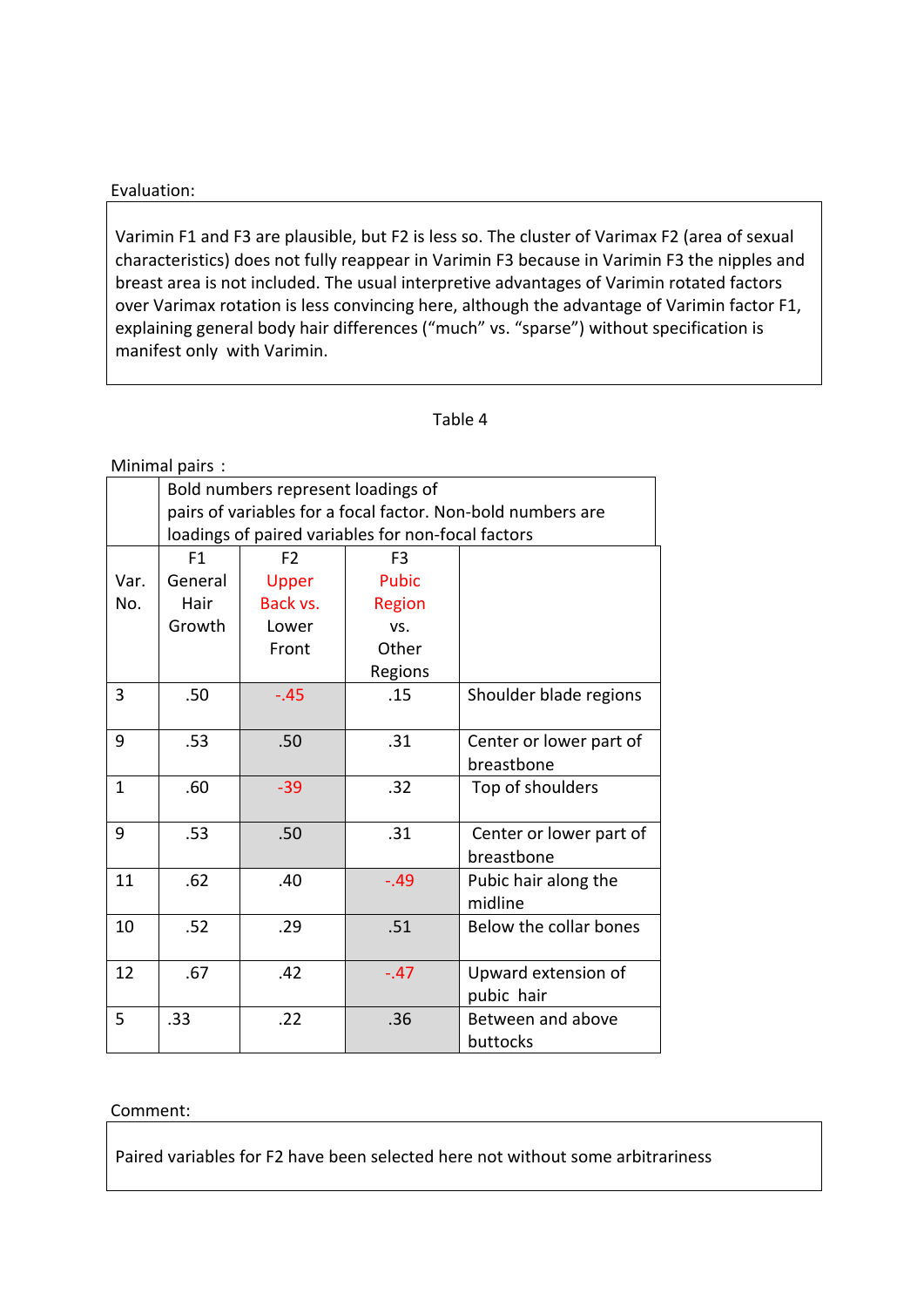Evaluation:

Varimin F1 and F3 are plausible, but F2 is less so. The cluster of Varimax F2 (area of sexual characteristics) does not fully reappear in Varimin F3 because in Varimin F3 the nipples and breast area is not included. The usual interpretive advantages of Varimin rotated factors over Varimax rotation is less convincing here, although the advantage of Varimin factor F1, explaining general body hair differences ("much" vs. "sparse") without specification is manifest only with Varimin.

Table 4

Minimal pairs :

| Var. No. | F1 General Hair Growth | F2 Upper Back vs. Lower Front | F3 Pubic Region vs. Other Regions | |
|---|---|---|---|---|
| | Bold numbers represent loadings of pairs of variables for a focal factor. Non-bold numbers are loadings of paired variables for non-focal factors | | | |
| 3 | .50 | -.45 | .15 | Shoulder blade regions |
| 9 | .53 | .50 | .31 | Center or lower part of breastbone |
| 1 | .60 | -39 | .32 | Top of shoulders |
| 9 | .53 | .50 | .31 | Center or lower part of breastbone |
| 11 | .62 | .40 | -.49 | Pubic hair along the midline |
| 10 | .52 | .29 | .51 | Below the collar bones |
| 12 | .67 | .42 | -.47 | Upward extension of pubic hair |
| 5 | .33 | .22 | .36 | Between and above buttocks |

Comment:

Paired variables for F2 have been selected here not without some arbitrariness